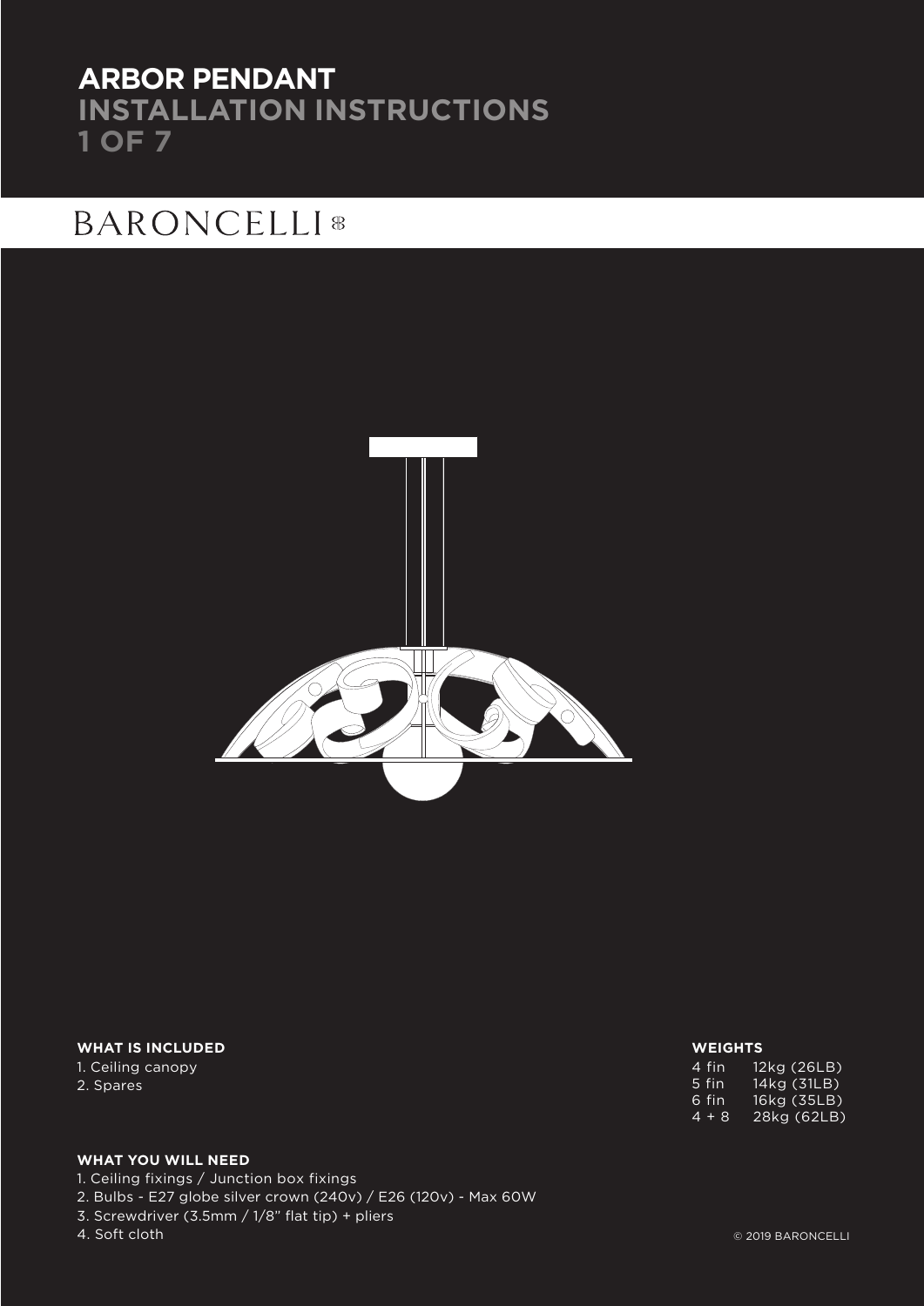# ARBOR PENDANT
## INSTALLATION INSTRUCTIONS

BARONCELLI

**WHAT IS INCLUDED**

1. Ceiling canopy
2. Spares

**WHAT YOU WILL NEED**

1. Ceiling fixings / Junction box fixings
2. Bulbs - E27 globe silver crown (240v) / E26 (120v) - Max 60W
3. Screwdriver (3.5mm / 1/8" flat tip) + pliers
4. Soft cloth

**WEIGHTS**

| | |
|---|---|
| 4 fin | 12kg (26LB) |
| 5 fin | 14kg (31LB) |
| 6 fin | 16kg (35LB) |
| 4 + 8 | 28kg (62LB) |

© 2019 BARONCELLI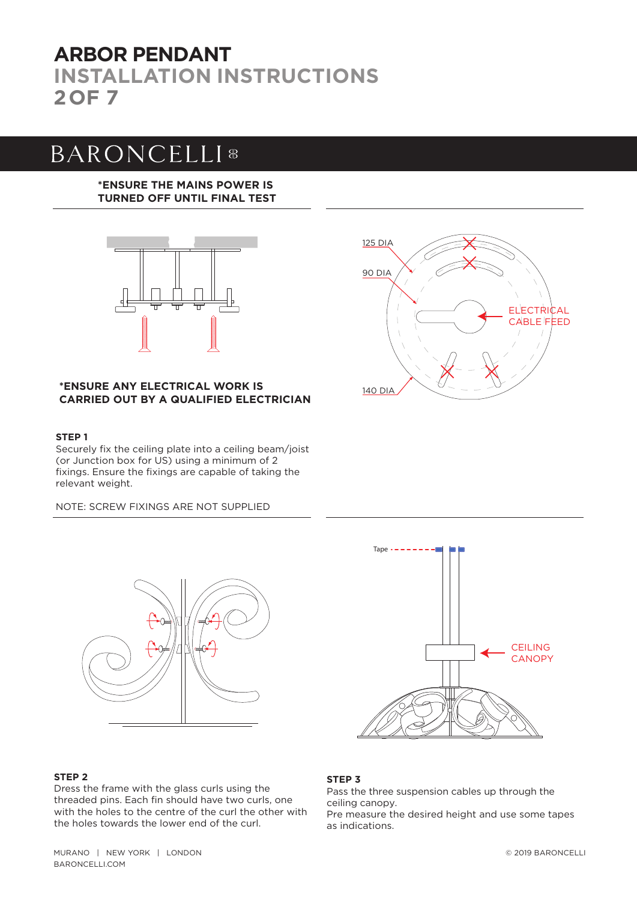# ARBOR PENDANT

## INSTALLATION INSTRUCTIONS

BARONCELLI

**\*ENSURE THE MAINS POWER IS TURNED OFF UNTIL FINAL TEST**

125 DIA

90 DIA

ELECTRICAL CABLE FEED

140 DIA

**\*ENSURE ANY ELECTRICAL WORK IS CARRIED OUT BY A QUALIFIED ELECTRICIAN**

**STEP 1**

Securely fix the ceiling plate into a ceiling beam/joist (or Junction box for US) using a minimum of 2 fixings. Ensure the fixings are capable of taking the relevant weight.

NOTE: SCREW FIXINGS ARE NOT SUPPLIED

Tape

CEILING CANOPY

**STEP 2**

Dress the frame with the glass curls using the threaded pins. Each fin should have two curls, one with the holes to the centre of the curl the other with the holes towards the lower end of the curl.

**STEP 3**

Pass the three suspension cables up through the ceiling canopy.
Pre measure the desired height and use some tapes as indications.

MURANO | NEW YORK | LONDON
BARONCELLI.COM

© 2019 BARONCELLI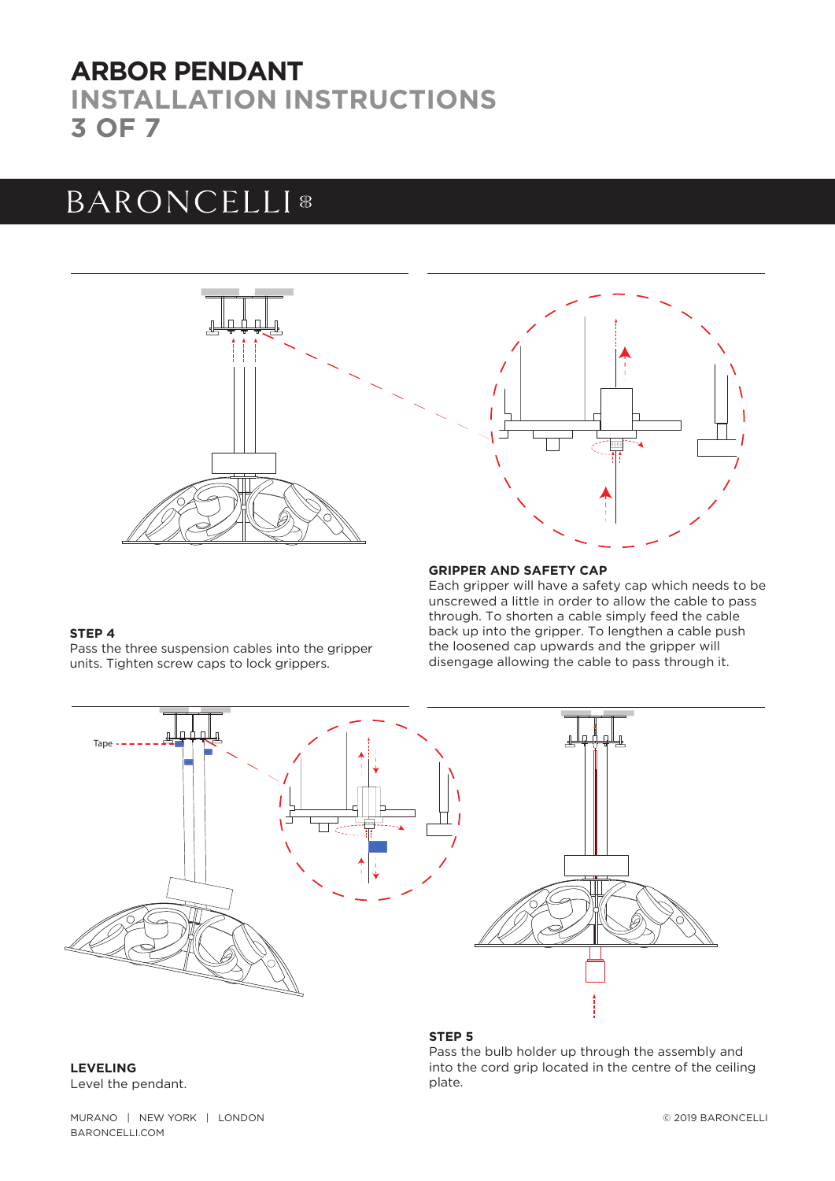# ARBOR PENDANT
## INSTALLATION INSTRUCTIONS
## 3 OF 7

BARONCELLI

### STEP 4
Pass the three suspension cables into the gripper units. Tighten screw caps to lock grippers.

### GRIPPER AND SAFETY CAP
Each gripper will have a safety cap which needs to be unscrewed a little in order to allow the cable to pass through. To shorten a cable simply feed the cable back up into the gripper. To lengthen a cable push the loosened cap upwards and the gripper will disengage allowing the cable to pass through it.

Tape

### LEVELING
Level the pendant.

### STEP 5
Pass the bulb holder up through the assembly and into the cord grip located in the centre of the ceiling plate.

MURANO | NEW YORK | LONDON
BARONCELLI.COM

© 2019 BARONCELLI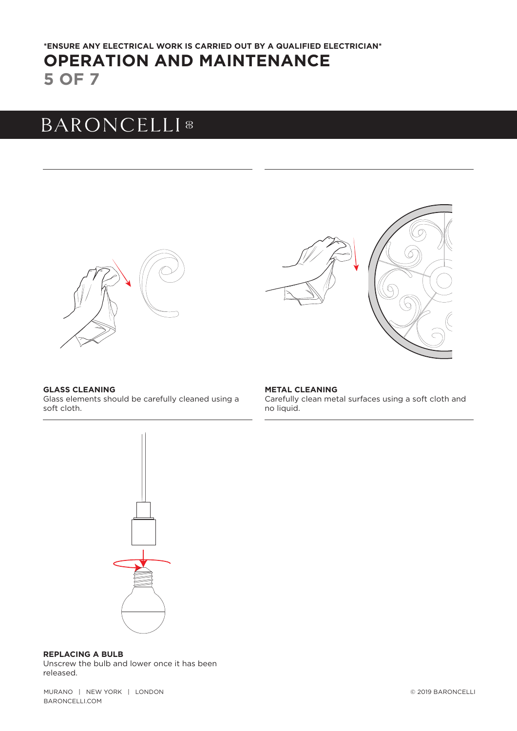**\*ENSURE ANY ELECTRICAL WORK IS CARRIED OUT BY A QUALIFIED ELECTRICIAN\***

# OPERATION AND MAINTENANCE

**GLASS CLEANING**
Glass elements should be carefully cleaned using a soft cloth.

**METAL CLEANING**
Carefully clean metal surfaces using a soft cloth and no liquid.

**REPLACING A BULB**
Unscrew the bulb and lower once it has been released.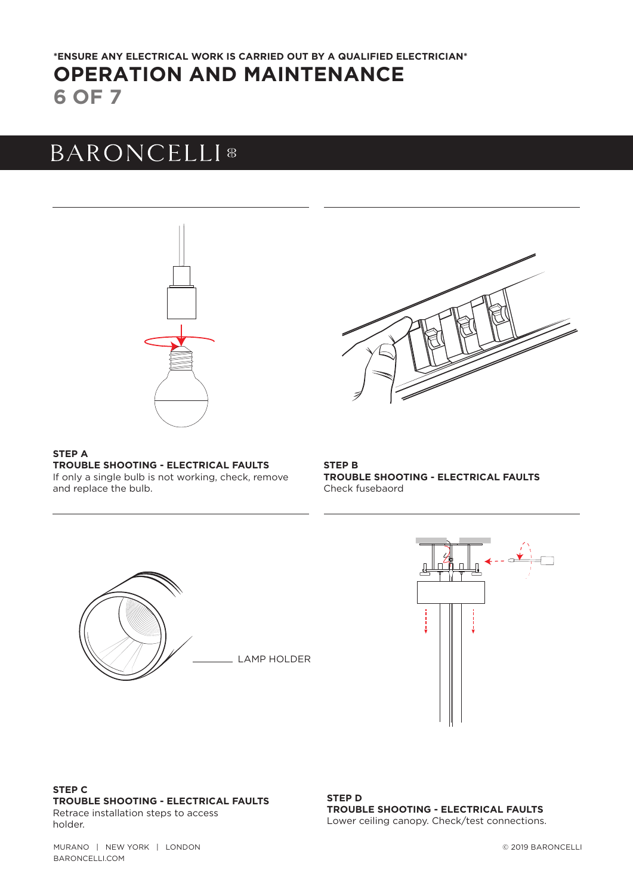**\*ENSURE ANY ELECTRICAL WORK IS CARRIED OUT BY A QUALIFIED ELECTRICIAN\***

# OPERATION AND MAINTENANCE

BARONCELLI

LAMP HOLDER

**STEP A**
**TROUBLE SHOOTING - ELECTRICAL FAULTS**
If only a single bulb is not working, check, remove and replace the bulb.

**STEP B**
**TROUBLE SHOOTING - ELECTRICAL FAULTS**
Check fusebaord

**STEP C**
**TROUBLE SHOOTING - ELECTRICAL FAULTS**
Retrace installation steps to access holder.

**STEP D**
**TROUBLE SHOOTING - ELECTRICAL FAULTS**
Lower ceiling canopy. Check/test connections.

MURANO | NEW YORK | LONDON
BARONCELLI.COM

© 2019 BARONCELLI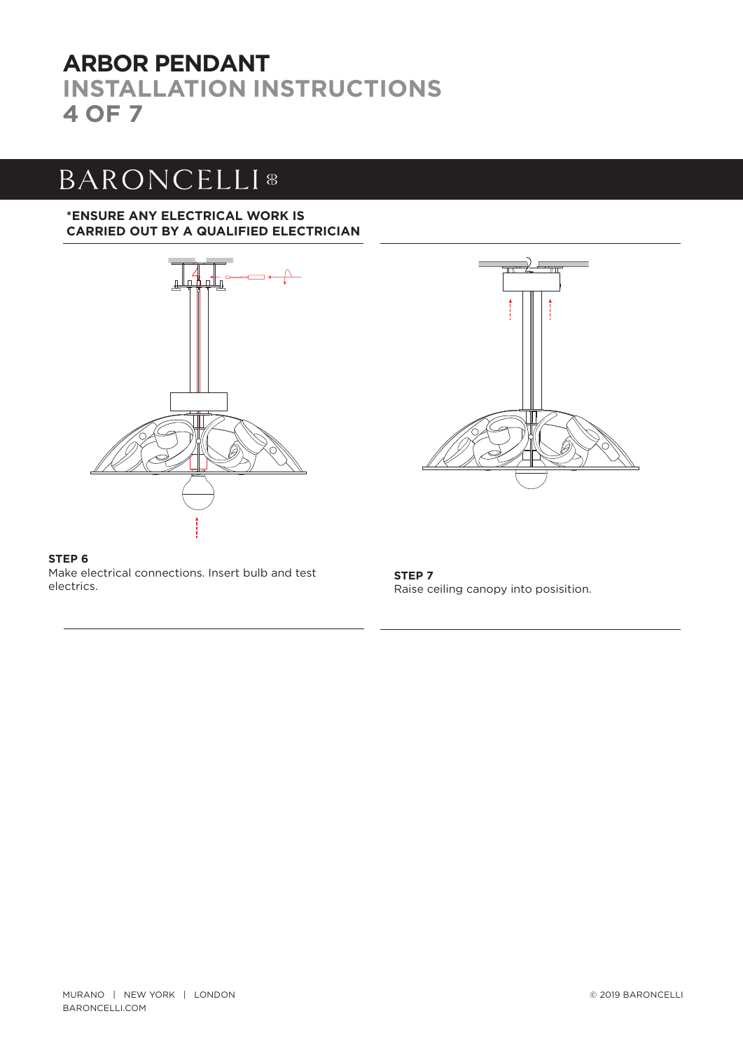# ARBOR PENDANT

## INSTALLATION INSTRUCTIONS

## 4 OF 7

BARONCELLI

**\*ENSURE ANY ELECTRICAL WORK IS CARRIED OUT BY A QUALIFIED ELECTRICIAN**

**STEP 6**

Make electrical connections. Insert bulb and test electrics.

**STEP 7**

Raise ceiling canopy into posisition.

MURANO | NEW YORK | LONDON
BARONCELLI.COM

© 2019 BARONCELLI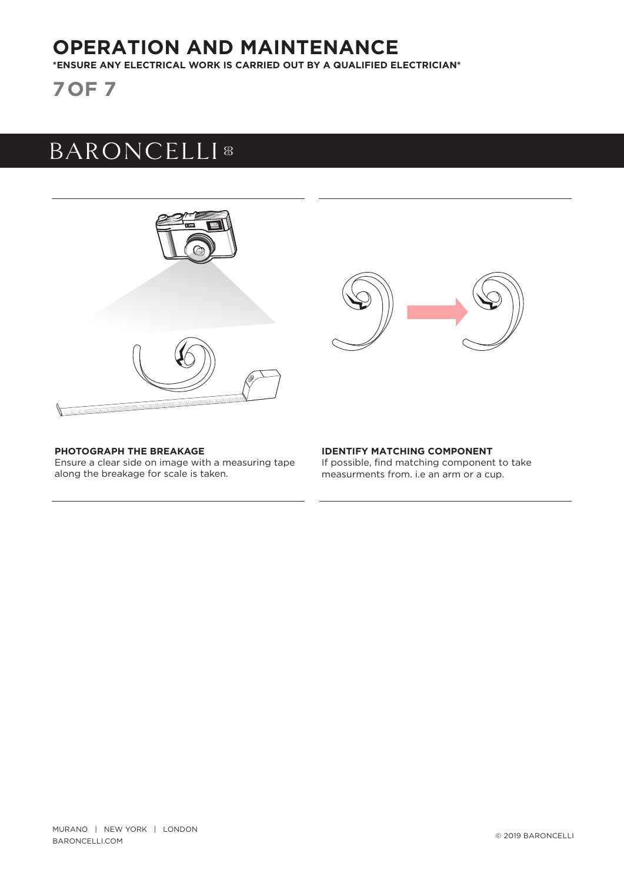# OPERATION AND MAINTENANCE

**\*ENSURE ANY ELECTRICAL WORK IS CARRIED OUT BY A QUALIFIED ELECTRICIAN\***

BARONCELLI

**PHOTOGRAPH THE BREAKAGE**
Ensure a clear side on image with a measuring tape along the breakage for scale is taken.

**IDENTIFY MATCHING COMPONENT**
If possible, find matching component to take measurments from. i.e an arm or a cup.

MURANO | NEW YORK | LONDON
BARONCELLI.COM

© 2019 BARONCELLI